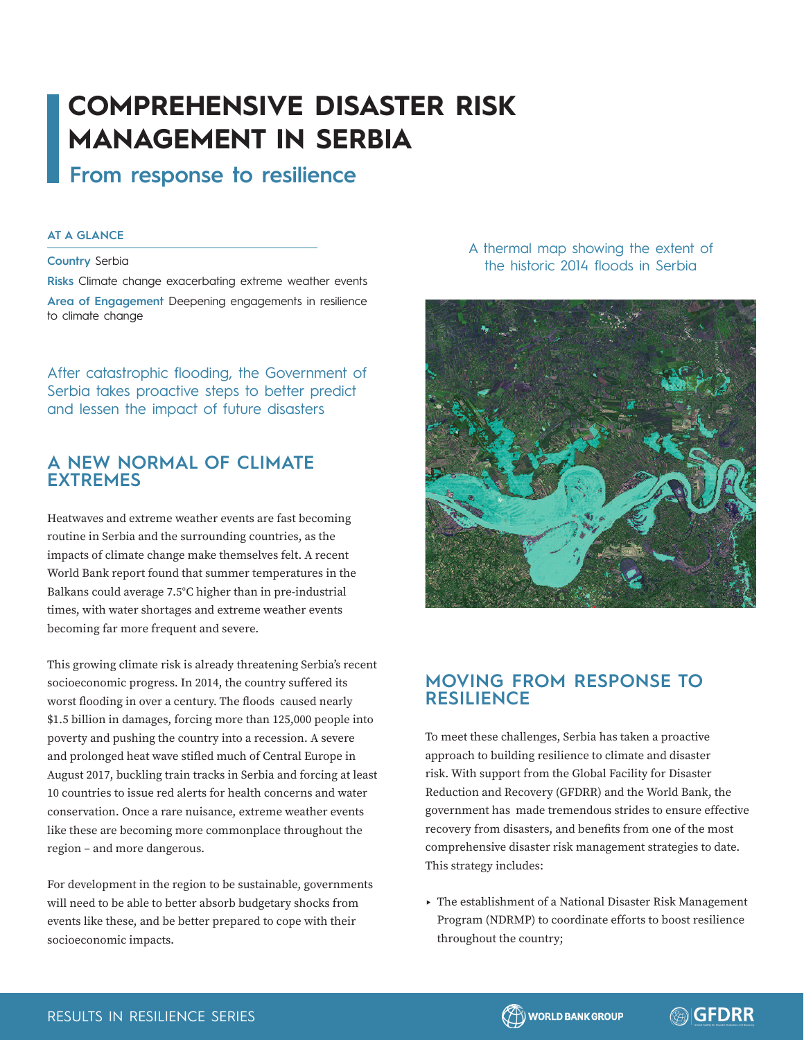# COMPREHENSIVE DISASTER RISK MANAGEMENT IN SERBIA

## From response to resilience

**AT A GLANCE**

**Country** Serbia

**Risks** Climate change exacerbating extreme weather events

**Area of Engagement** Deepening engagements in resilience to climate change

After catastrophic flooding, the Government of Serbia takes proactive steps to better predict and lessen the impact of future disasters

## A NEW NORMAL OF CLIMATE EXTREMES

Heatwaves and extreme weather events are fast becoming routine in Serbia and the surrounding countries, as the impacts of climate change make themselves felt. A recent World Bank report found that summer temperatures in the Balkans could average 7.5°C higher than in pre-industrial times, with water shortages and extreme weather events becoming far more frequent and severe.

This growing climate risk is already threatening Serbia's recent socioeconomic progress. In 2014, the country suffered its worst flooding in over a century. The floods caused nearly $1.5 billion in damages, forcing more than 125,000 people into poverty and pushing the country into a recession. A severe and prolonged heat wave stifled much of Central Europe in August 2017, buckling train tracks in Serbia and forcing at least 10 countries to issue red alerts for health concerns and water conservation. Once a rare nuisance, extreme weather events like these are becoming more commonplace throughout the region – and more dangerous.

For development in the region to be sustainable, governments will need to be able to better absorb budgetary shocks from events like these, and be better prepared to cope with their socioeconomic impacts.

A thermal map showing the extent of the historic 2014 floods in Serbia

## MOVING FROM RESPONSE TO RESILIENCE

To meet these challenges, Serbia has taken a proactive approach to building resilience to climate and disaster risk. With support from the Global Facility for Disaster Reduction and Recovery (GFDRR) and the World Bank, the government has made tremendous strides to ensure effective recovery from disasters, and benefits from one of the most comprehensive disaster risk management strategies to date. This strategy includes:

- The establishment of a National Disaster Risk Management Program (NDRMP) to coordinate efforts to boost resilience throughout the country;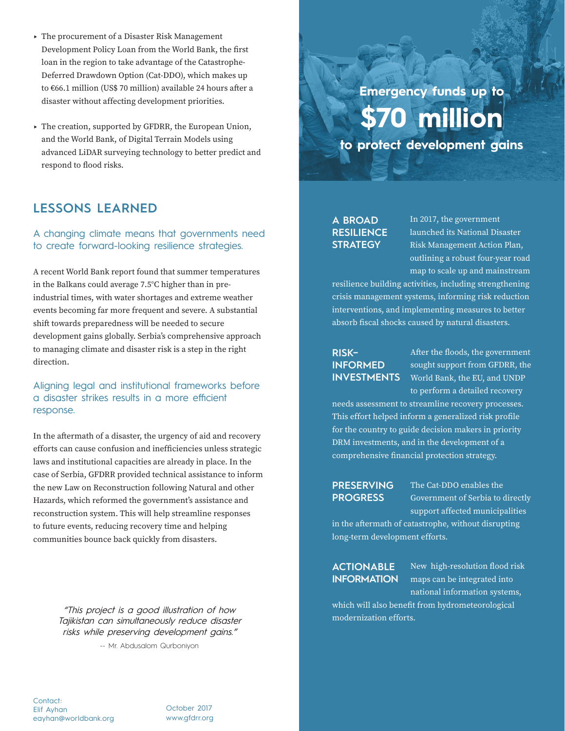- The procurement of a Disaster Risk Management Development Policy Loan from the World Bank, the first loan in the region to take advantage of the Catastrophe-Deferred Drawdown Option (Cat-DDO), which makes up to €66.1 million (US$ 70 million) available 24 hours after a disaster without affecting development priorities.
- The creation, supported by GFDRR, the European Union, and the World Bank, of Digital Terrain Models using advanced LiDAR surveying technology to better predict and respond to flood risks.

## LESSONS LEARNED

### A changing climate means that governments need to create forward-looking resilience strategies.

A recent World Bank report found that summer temperatures in the Balkans could average 7.5°C higher than in pre-industrial times, with water shortages and extreme weather events becoming far more frequent and severe. A substantial shift towards preparedness will be needed to secure development gains globally. Serbia's comprehensive approach to managing climate and disaster risk is a step in the right direction.

### Aligning legal and institutional frameworks before a disaster strikes results in a more efficient response.

In the aftermath of a disaster, the urgency of aid and recovery efforts can cause confusion and inefficiencies unless strategic laws and institutional capacities are already in place. In the case of Serbia, GFDRR provided technical assistance to inform the new Law on Reconstruction following Natural and other Hazards, which reformed the government's assistance and reconstruction system. This will help streamline responses to future events, reducing recovery time and helping communities bounce back quickly from disasters.

> *"This project is a good illustration of how Tajikistan can simultaneously reduce disaster risks while preserving development gains."*
>
> -- Mr. Abdusalom Qurboniyon

**Emergency funds up to**
# $70 million
**to protect development gains**

**A BROAD RESILIENCE STRATEGY**
In 2017, the government launched its National Disaster Risk Management Action Plan, outlining a robust four-year road map to scale up and mainstream resilience building activities, including strengthening crisis management systems, informing risk reduction interventions, and implementing measures to better absorb fiscal shocks caused by natural disasters.

**RISK-INFORMED INVESTMENTS**
After the floods, the government sought support from GFDRR, the World Bank, the EU, and UNDP to perform a detailed recovery needs assessment to streamline recovery processes. This effort helped inform a generalized risk profile for the country to guide decision makers in priority DRM investments, and in the development of a comprehensive financial protection strategy.

**PRESERVING PROGRESS**
The Cat-DDO enables the Government of Serbia to directly support affected municipalities in the aftermath of catastrophe, without disrupting long-term development efforts.

**ACTIONABLE INFORMATION**
New high-resolution flood risk maps can be integrated into national information systems, which will also benefit from hydrometeorological modernization efforts.

Contact:
Elif Ayhan
eayhan@worldbank.org

October 2017
www.gfdrr.org